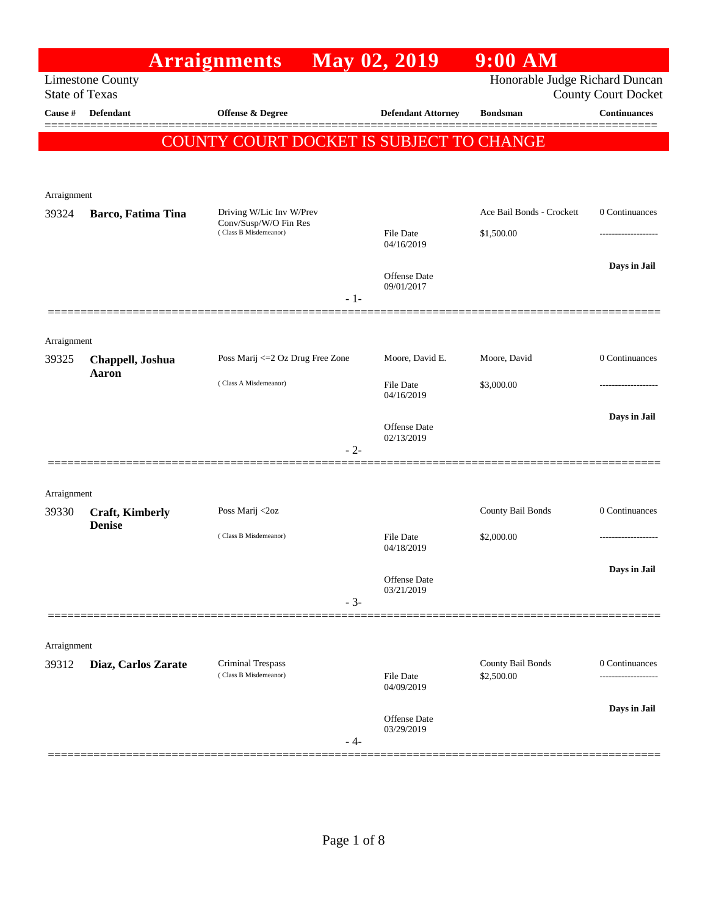# Arraignments May 02, 2019 9:00 AM

Limestone County
State of Texas

Honorable Judge Richard Duncan
County Court Docket

| Cause # | Defendant | Offense & Degree | Defendant Attorney | Bondsman | Continuances |
|---|---|---|---|---|---|

**COUNTY COURT DOCKET IS SUBJECT TO CHANGE**

---

Arraignment

| Cause # | Defendant | Offense & Degree | Defendant Attorney | Bondsman | Continuances |
|---|---|---|---|---|---|
| 39324 | **Barco, Fatima Tina** | Driving W/Lic Inv W/Prev Conv/Susp/W/O Fin Res (Class B Misdemeanor) | File Date 04/16/2019<br>Offense Date 09/01/2017 | Ace Bail Bonds - Crockett<br>$1,500.00 | 0 Continuances<br>-------------------<br>**Days in Jail** |

- 1-

---

Arraignment

| Cause # | Defendant | Offense & Degree | Defendant Attorney | Bondsman | Continuances |
|---|---|---|---|---|---|
| 39325 | **Chappell, Joshua Aaron** | Poss Marij <=2 Oz Drug Free Zone (Class A Misdemeanor) | Moore, David E.<br>File Date 04/16/2019<br>Offense Date 02/13/2019 | Moore, David<br>$3,000.00 | 0 Continuances<br>-------------------<br>**Days in Jail** |

- 2-

---

Arraignment

| Cause # | Defendant | Offense & Degree | Defendant Attorney | Bondsman | Continuances |
|---|---|---|---|---|---|
| 39330 | **Craft, Kimberly Denise** | Poss Marij <2oz (Class B Misdemeanor) | File Date 04/18/2019<br>Offense Date 03/21/2019 | County Bail Bonds<br>$2,000.00 | 0 Continuances<br>-------------------<br>**Days in Jail** |

- 3-

---

Arraignment

| Cause # | Defendant | Offense & Degree | Defendant Attorney | Bondsman | Continuances |
|---|---|---|---|---|---|
| 39312 | **Diaz, Carlos Zarate** | Criminal Trespass (Class B Misdemeanor) | File Date 04/09/2019<br>Offense Date 03/29/2019 | County Bail Bonds<br>$2,500.00 | 0 Continuances<br>-------------------<br>**Days in Jail** |

- 4-

---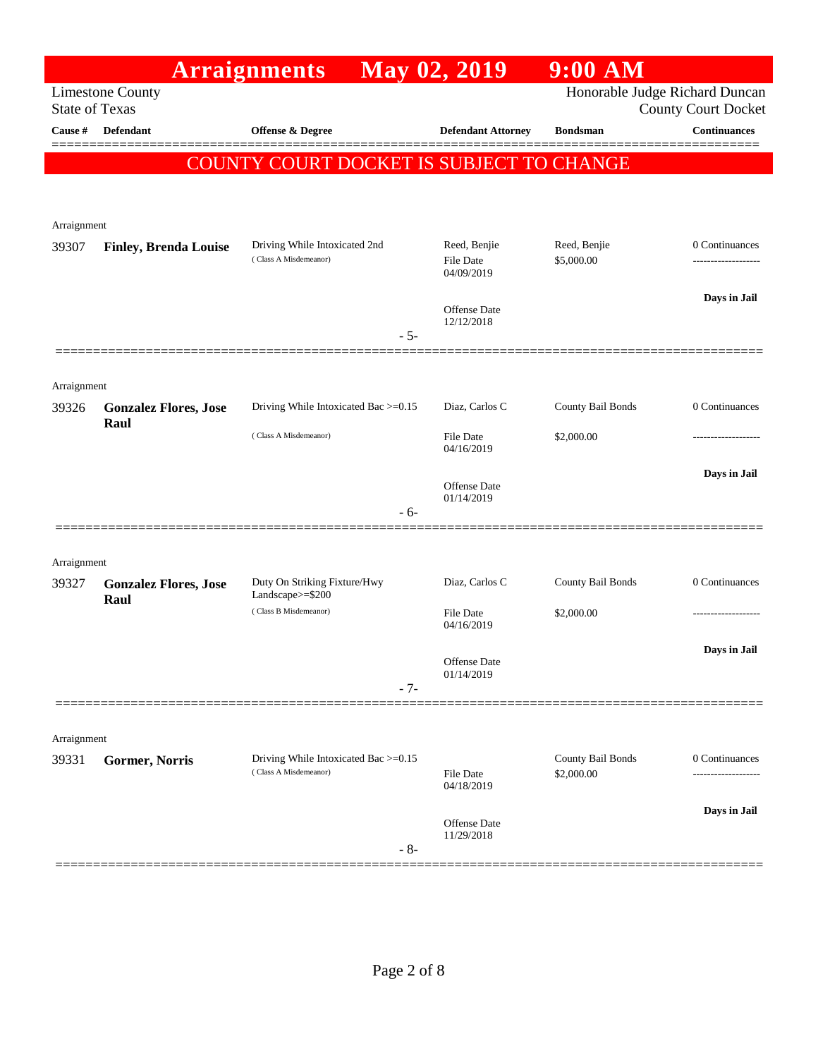# Arraignments May 02, 2019 9:00 AM

Limestone County
State of Texas

Honorable Judge Richard Duncan
County Court Docket

**COUNTY COURT DOCKET IS SUBJECT TO CHANGE**

| Cause # | Defendant | Offense & Degree | Defendant Attorney | Bondsman | Continuances |
|---|---|---|---|---|---|
| Arraignment | | | | | |
| 39307 | **Finley, Brenda Louise** | Driving While Intoxicated 2nd (Class A Misdemeanor) | Reed, Benjie<br>File Date 04/09/2019<br>Offense Date 12/12/2018 | Reed, Benjie<br>$5,000.00 | 0 Continuances<br>-------------------<br>**Days in Jail** |
| | | - 5- | | | |
| Arraignment | | | | | |
| 39326 | **Gonzalez Flores, Jose Raul** | Driving While Intoxicated Bac >=0.15 (Class A Misdemeanor) | Diaz, Carlos C<br>File Date 04/16/2019<br>Offense Date 01/14/2019 | County Bail Bonds<br>$2,000.00 | 0 Continuances<br>-------------------<br>**Days in Jail** |
| | | - 6- | | | |
| Arraignment | | | | | |
| 39327 | **Gonzalez Flores, Jose Raul** | Duty On Striking Fixture/Hwy Landscape>=$200 (Class B Misdemeanor) | Diaz, Carlos C<br>File Date 04/16/2019<br>Offense Date 01/14/2019 | County Bail Bonds<br>$2,000.00 | 0 Continuances<br>-------------------<br>**Days in Jail** |
| | | - 7- | | | |
| Arraignment | | | | | |
| 39331 | **Gormer, Norris** | Driving While Intoxicated Bac >=0.15 (Class A Misdemeanor) | File Date 04/18/2019<br>Offense Date 11/29/2018 | County Bail Bonds<br>$2,000.00 | 0 Continuances<br>-------------------<br>**Days in Jail** |
| | | - 8- | | | |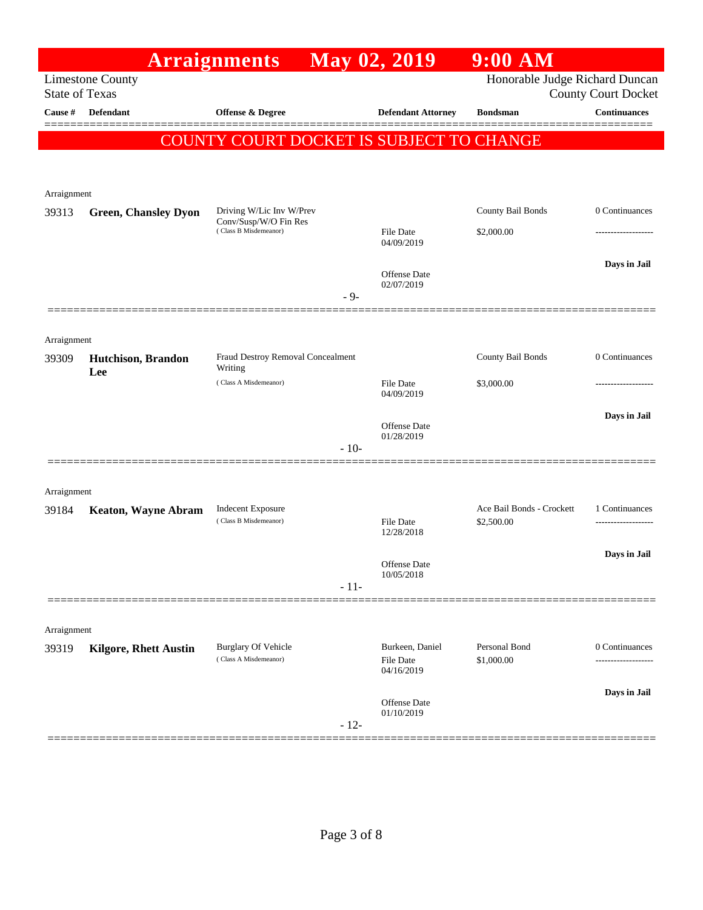# Arraignments May 02, 2019 9:00 AM

Limestone County
State of Texas

Honorable Judge Richard Duncan
County Court Docket

| Cause # | Defendant | Offense & Degree | Defendant Attorney | Bondsman | Continuances |
|---|---|---|---|---|---|

**COUNTY COURT DOCKET IS SUBJECT TO CHANGE**

Arraignment

| Cause # | Defendant | Offense & Degree | Defendant Attorney | Bondsman | Continuances |
|---|---|---|---|---|---|
| 39313 | **Green, Chansley Dyon** | Driving W/Lic Inv W/Prev Conv/Susp/W/O Fin Res (Class B Misdemeanor) | File Date 04/09/2019<br>Offense Date 02/07/2019 | County Bail Bonds<br>$2,000.00 | 0 Continuances<br>-------------------<br>**Days in Jail** |

- 9-

Arraignment

| Cause # | Defendant | Offense & Degree | Defendant Attorney | Bondsman | Continuances |
|---|---|---|---|---|---|
| 39309 | **Hutchison, Brandon Lee** | Fraud Destroy Removal Concealment Writing (Class A Misdemeanor) | File Date 04/09/2019<br>Offense Date 01/28/2019 | County Bail Bonds<br>$3,000.00 | 0 Continuances<br>-------------------<br>**Days in Jail** |

- 10-

Arraignment

| Cause # | Defendant | Offense & Degree | Defendant Attorney | Bondsman | Continuances |
|---|---|---|---|---|---|
| 39184 | **Keaton, Wayne Abram** | Indecent Exposure (Class B Misdemeanor) | File Date 12/28/2018<br>Offense Date 10/05/2018 | Ace Bail Bonds - Crockett<br>$2,500.00 | 1 Continuances<br>-------------------<br>**Days in Jail** |

- 11-

Arraignment

| Cause # | Defendant | Offense & Degree | Defendant Attorney | Bondsman | Continuances |
|---|---|---|---|---|---|
| 39319 | **Kilgore, Rhett Austin** | Burglary Of Vehicle (Class A Misdemeanor) | Burkeen, Daniel<br>File Date 04/16/2019<br>Offense Date 01/10/2019 | Personal Bond<br>$1,000.00 | 0 Continuances<br>-------------------<br>**Days in Jail** |

- 12-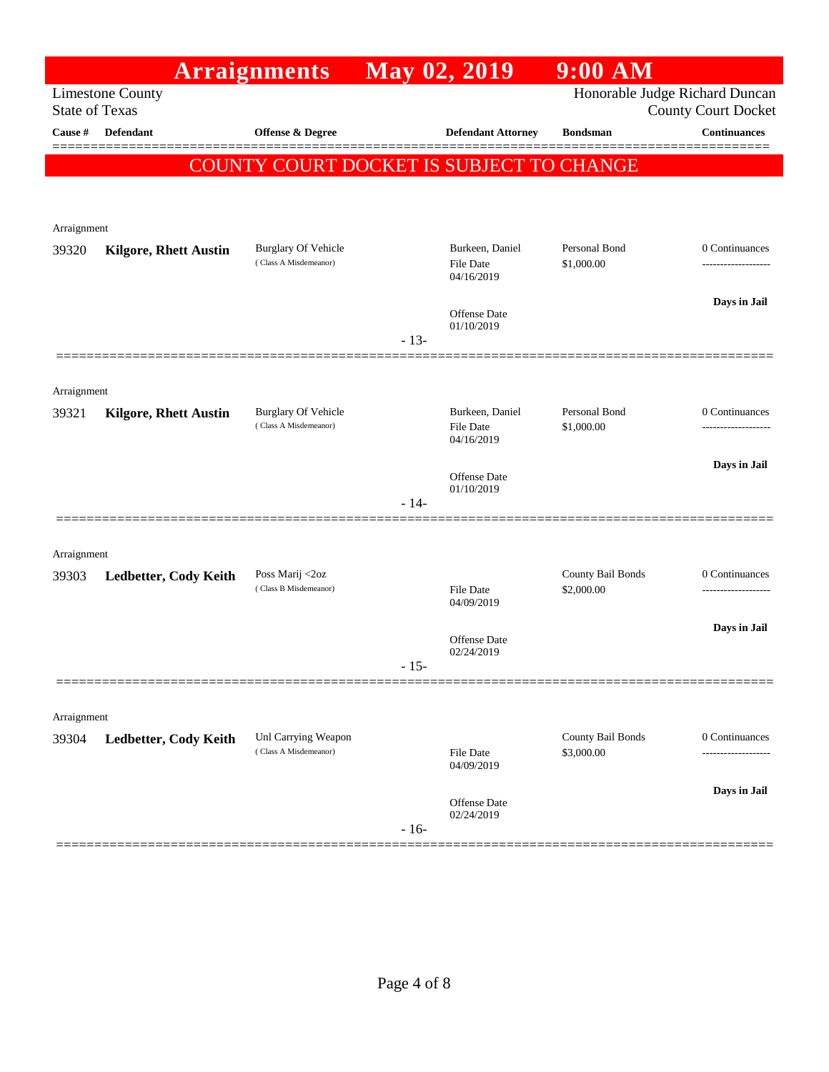# Arraignments May 02, 2019 9:00 AM

Limestone County
State of Texas

Honorable Judge Richard Duncan
County Court Docket

| Cause # | Defendant | Offense & Degree | Defendant Attorney | Bondsman | Continuances |
|---|---|---|---|---|---|

COUNTY COURT DOCKET IS SUBJECT TO CHANGE

Arraignment

| Cause # | Defendant | Offense & Degree | Defendant Attorney | Bondsman | Continuances |
|---|---|---|---|---|---|
| 39320 | **Kilgore, Rhett Austin** | Burglary Of Vehicle (Class A Misdemeanor) | Burkeen, Daniel<br>File Date 04/16/2019<br>Offense Date 01/10/2019 | Personal Bond<br>$1,000.00 | 0 Continuances<br>**Days in Jail** |

- 13-

Arraignment

| Cause # | Defendant | Offense & Degree | Defendant Attorney | Bondsman | Continuances |
|---|---|---|---|---|---|
| 39321 | **Kilgore, Rhett Austin** | Burglary Of Vehicle (Class A Misdemeanor) | Burkeen, Daniel<br>File Date 04/16/2019<br>Offense Date 01/10/2019 | Personal Bond<br>$1,000.00 | 0 Continuances<br>**Days in Jail** |

- 14-

Arraignment

| Cause # | Defendant | Offense & Degree | Defendant Attorney | Bondsman | Continuances |
|---|---|---|---|---|---|
| 39303 | **Ledbetter, Cody Keith** | Poss Marij <2oz (Class B Misdemeanor) | File Date 04/09/2019<br>Offense Date 02/24/2019 | County Bail Bonds<br>$2,000.00 | 0 Continuances<br>**Days in Jail** |

- 15-

Arraignment

| Cause # | Defendant | Offense & Degree | Defendant Attorney | Bondsman | Continuances |
|---|---|---|---|---|---|
| 39304 | **Ledbetter, Cody Keith** | Unl Carrying Weapon (Class A Misdemeanor) | File Date 04/09/2019<br>Offense Date 02/24/2019 | County Bail Bonds<br>$3,000.00 | 0 Continuances<br>**Days in Jail** |

- 16-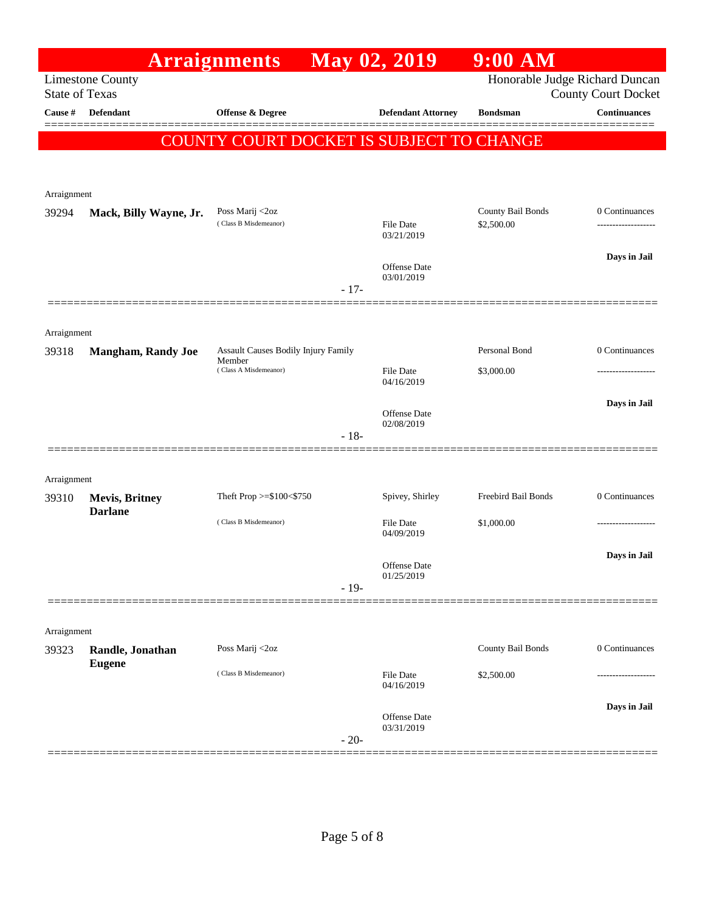# Arraignments May 02, 2019 9:00 AM

Limestone County
State of Texas

Honorable Judge Richard Duncan
County Court Docket

**COUNTY COURT DOCKET IS SUBJECT TO CHANGE**

| Cause # | Defendant | Offense & Degree | Defendant Attorney | Bondsman | Continuances |
|---|---|---|---|---|---|
| Arraignment | | | | | |
| 39294 | **Mack, Billy Wayne, Jr.** | Poss Marij <2oz ( Class B Misdemeanor) | File Date 03/21/2019 Offense Date 03/01/2019 | County Bail Bonds $2,500.00 | 0 Continuances ------------------- **Days in Jail** |
| | | - 17- | | | |
| Arraignment | | | | | |
| 39318 | **Mangham, Randy Joe** | Assault Causes Bodily Injury Family Member ( Class A Misdemeanor) | File Date 04/16/2019 Offense Date 02/08/2019 | Personal Bond $3,000.00 | 0 Continuances ------------------- **Days in Jail** |
| | | - 18- | | | |
| Arraignment | | | | | |
| 39310 | **Mevis, Britney Darlane** | Theft Prop >=$100<$750 ( Class B Misdemeanor) | Spivey, Shirley File Date 04/09/2019 Offense Date 01/25/2019 | Freebird Bail Bonds $1,000.00 | 0 Continuances ------------------- **Days in Jail** |
| | | - 19- | | | |
| Arraignment | | | | | |
| 39323 | **Randle, Jonathan Eugene** | Poss Marij <2oz ( Class B Misdemeanor) | File Date 04/16/2019 Offense Date 03/31/2019 | County Bail Bonds $2,500.00 | 0 Continuances ------------------- **Days in Jail** |
| | | - 20- | | | |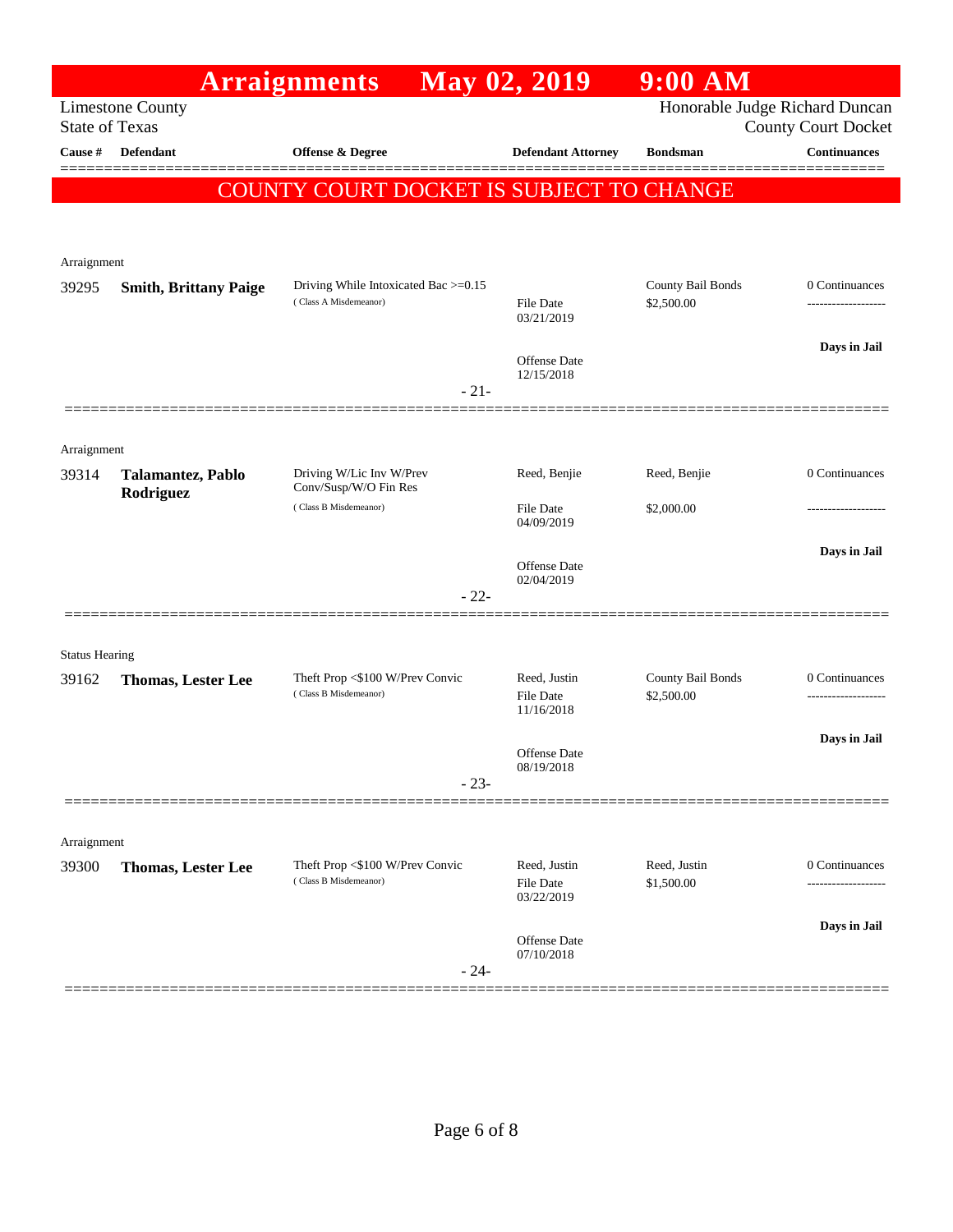# Arraignments May 02, 2019 9:00 AM

Limestone County
State of Texas

Honorable Judge Richard Duncan
County Court Docket

| Cause # | Defendant | Offense & Degree | Defendant Attorney | Bondsman | Continuances |
|---|---|---|---|---|---|

**COUNTY COURT DOCKET IS SUBJECT TO CHANGE**

Arraignment

| Cause # | Defendant | Offense & Degree | Defendant Attorney | Bondsman | Continuances |
|---|---|---|---|---|---|
| 39295 | **Smith, Brittany Paige** | Driving While Intoxicated Bac >=0.15 (Class A Misdemeanor) | File Date 03/21/2019 Offense Date 12/15/2018 | County Bail Bonds $2,500.00 | 0 Continuances ------------------- **Days in Jail** |

- 21-

Arraignment

| Cause # | Defendant | Offense & Degree | Defendant Attorney | Bondsman | Continuances |
|---|---|---|---|---|---|
| 39314 | **Talamantez, Pablo Rodriguez** | Driving W/Lic Inv W/Prev Conv/Susp/W/O Fin Res (Class B Misdemeanor) | Reed, Benjie File Date 04/09/2019 Offense Date 02/04/2019 | Reed, Benjie $2,000.00 | 0 Continuances ------------------- **Days in Jail** |

- 22-

Status Hearing

| Cause # | Defendant | Offense & Degree | Defendant Attorney | Bondsman | Continuances |
|---|---|---|---|---|---|
| 39162 | **Thomas, Lester Lee** | Theft Prop <$100 W/Prev Convic (Class B Misdemeanor) | Reed, Justin File Date 11/16/2018 Offense Date 08/19/2018 | County Bail Bonds $2,500.00 | 0 Continuances ------------------- **Days in Jail** |

- 23-

Arraignment

| Cause # | Defendant | Offense & Degree | Defendant Attorney | Bondsman | Continuances |
|---|---|---|---|---|---|
| 39300 | **Thomas, Lester Lee** | Theft Prop <$100 W/Prev Convic (Class B Misdemeanor) | Reed, Justin File Date 03/22/2019 Offense Date 07/10/2018 | Reed, Justin $1,500.00 | 0 Continuances ------------------- **Days in Jail** |

- 24-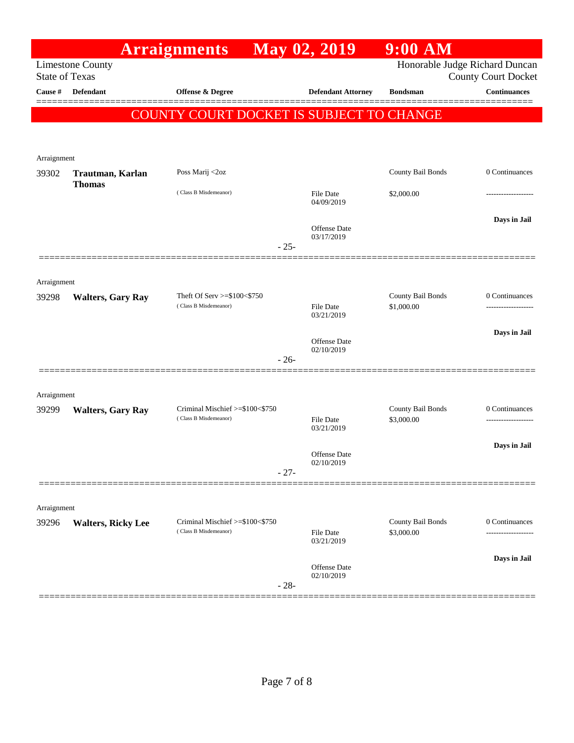# Arraignments May 02, 2019 9:00 AM

Limestone County
State of Texas

Honorable Judge Richard Duncan
County Court Docket

| Cause # | Defendant | Offense & Degree | Defendant Attorney | Bondsman | Continuances |
|---|---|---|---|---|---|

**COUNTY COURT DOCKET IS SUBJECT TO CHANGE**

---

Arraignment

| Cause # | Defendant | Offense & Degree | Defendant Attorney | Bondsman | Continuances |
|---|---|---|---|---|---|
| 39302 | **Trautman, Karlan Thomas** | Poss Marij <2oz ( Class B Misdemeanor) | File Date 04/09/2019<br>Offense Date 03/17/2019 | County Bail Bonds<br>$2,000.00 | 0 Continuances<br>-------------------<br>**Days in Jail** |

- 25-

---

Arraignment

| Cause # | Defendant | Offense & Degree | Defendant Attorney | Bondsman | Continuances |
|---|---|---|---|---|---|
| 39298 | **Walters, Gary Ray** | Theft Of Serv >=$100<$750 ( Class B Misdemeanor) | File Date 03/21/2019<br>Offense Date 02/10/2019 | County Bail Bonds<br>$1,000.00 | 0 Continuances<br>-------------------<br>**Days in Jail** |

- 26-

---

Arraignment

| Cause # | Defendant | Offense & Degree | Defendant Attorney | Bondsman | Continuances |
|---|---|---|---|---|---|
| 39299 | **Walters, Gary Ray** | Criminal Mischief >=$100<$750 ( Class B Misdemeanor) | File Date 03/21/2019<br>Offense Date 02/10/2019 | County Bail Bonds<br>$3,000.00 | 0 Continuances<br>-------------------<br>**Days in Jail** |

- 27-

---

Arraignment

| Cause # | Defendant | Offense & Degree | Defendant Attorney | Bondsman | Continuances |
|---|---|---|---|---|---|
| 39296 | **Walters, Ricky Lee** | Criminal Mischief >=$100<$750 ( Class B Misdemeanor) | File Date 03/21/2019<br>Offense Date 02/10/2019 | County Bail Bonds<br>$3,000.00 | 0 Continuances<br>-------------------<br>**Days in Jail** |

- 28-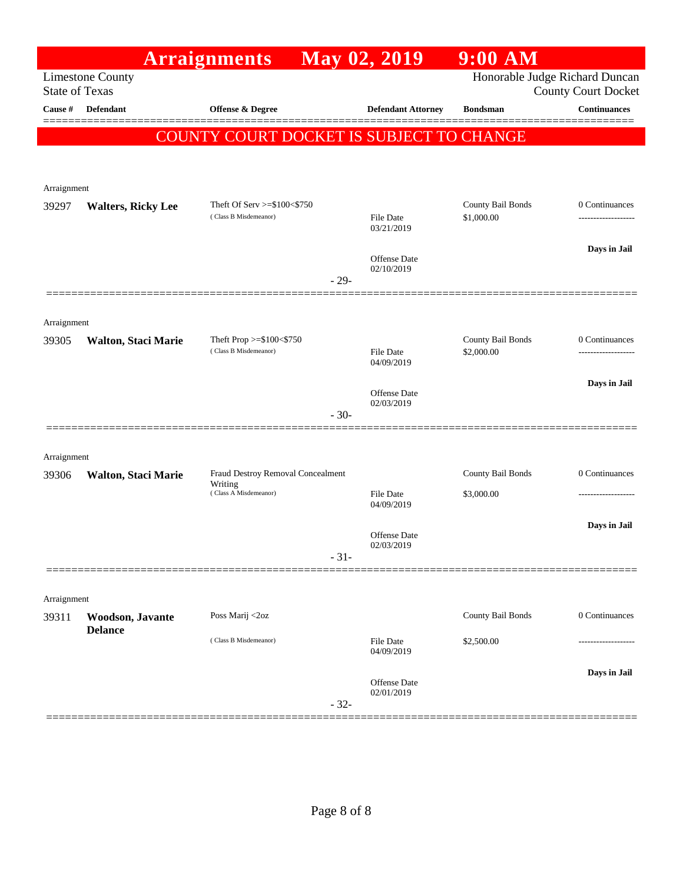# Arraignments May 02, 2019 9:00 AM

Limestone County
State of Texas

Honorable Judge Richard Duncan
County Court Docket

**COUNTY COURT DOCKET IS SUBJECT TO CHANGE**

| Cause # | Defendant | Offense & Degree | Defendant Attorney | Bondsman | Continuances |
|---|---|---|---|---|---|
| Arraignment | | | | | |
| 39297 | **Walters, Ricky Lee** | Theft Of Serv >=$100<$750 (Class B Misdemeanor) | File Date 03/21/2019; Offense Date 02/10/2019 | County Bail Bonds $1,000.00 | 0 Continuances; **Days in Jail** |
| | | - 29- | | | |
| Arraignment | | | | | |
| 39305 | **Walton, Staci Marie** | Theft Prop >=$100<$750 (Class B Misdemeanor) | File Date 04/09/2019; Offense Date 02/03/2019 | County Bail Bonds $2,000.00 | 0 Continuances; **Days in Jail** |
| | | - 30- | | | |
| Arraignment | | | | | |
| 39306 | **Walton, Staci Marie** | Fraud Destroy Removal Concealment Writing (Class A Misdemeanor) | File Date 04/09/2019; Offense Date 02/03/2019 | County Bail Bonds $3,000.00 | 0 Continuances; **Days in Jail** |
| | | - 31- | | | |
| Arraignment | | | | | |
| 39311 | **Woodson, Javante Delance** | Poss Marij <2oz (Class B Misdemeanor) | File Date 04/09/2019; Offense Date 02/01/2019 | County Bail Bonds $2,500.00 | 0 Continuances; **Days in Jail** |
| | | - 32- | | | |